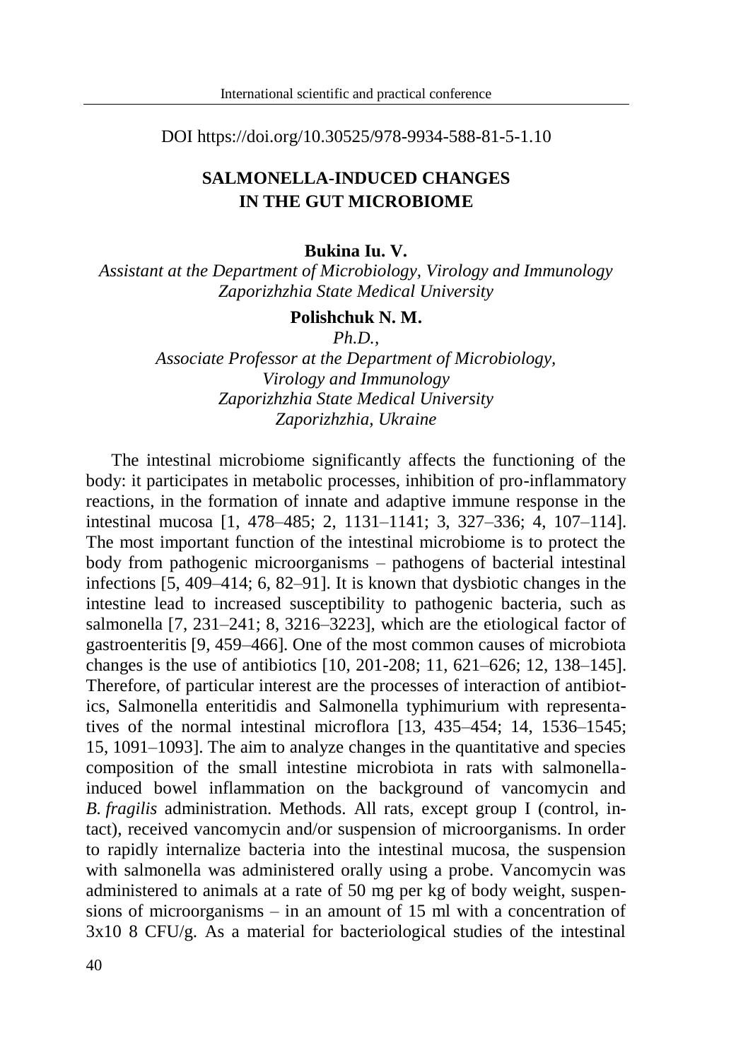DOI https://doi.org/10.30525/978-9934-588-81-5-1.10

# SALMONELLA-INDUCED CHANGES IN THE GUT MICROBIOME

**Bukina Iu. V.**

*Assistant at the Department of Microbiology, Virology and Immunology*
*Zaporizhzhia State Medical University*

**Polishchuk N. M.**

*Ph.D.,*
*Associate Professor at the Department of Microbiology, Virology and Immunology*
*Zaporizhzhia State Medical University*
*Zaporizhzhia, Ukraine*

The intestinal microbiome significantly affects the functioning of the body: it participates in metabolic processes, inhibition of pro-inflammatory reactions, in the formation of innate and adaptive immune response in the intestinal mucosa [1, 478–485; 2, 1131–1141; 3, 327–336; 4, 107–114]. The most important function of the intestinal microbiome is to protect the body from pathogenic microorganisms – pathogens of bacterial intestinal infections [5, 409–414; 6, 82–91]. It is known that dysbiotic changes in the intestine lead to increased susceptibility to pathogenic bacteria, such as salmonella [7, 231–241; 8, 3216–3223], which are the etiological factor of gastroenteritis [9, 459–466]. One of the most common causes of microbiota changes is the use of antibiotics [10, 201-208; 11, 621–626; 12, 138–145]. Therefore, of particular interest are the processes of interaction of antibiotics, Salmonella enteritidis and Salmonella typhimurium with representatives of the normal intestinal microflora [13, 435–454; 14, 1536–1545; 15, 1091–1093]. The aim to analyze changes in the quantitative and species composition of the small intestine microbiota in rats with salmonella-induced bowel inflammation on the background of vancomycin and *B. fragilis* administration. Methods. All rats, except group I (control, intact), received vancomycin and/or suspension of microorganisms. In order to rapidly internalize bacteria into the intestinal mucosa, the suspension with salmonella was administered orally using a probe. Vancomycin was administered to animals at a rate of 50 mg per kg of body weight, suspensions of microorganisms – in an amount of 15 ml with a concentration of 3x10 8 CFU/g. As a material for bacteriological studies of the intestinal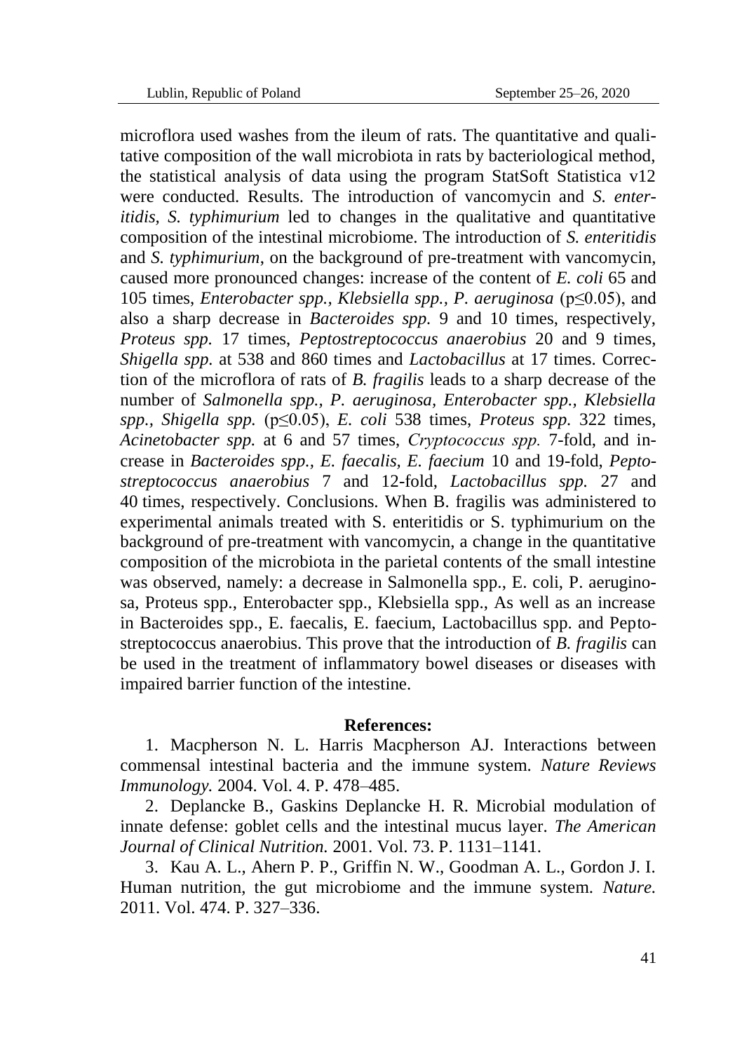microflora used washes from the ileum of rats. The quantitative and qualitative composition of the wall microbiota in rats by bacteriological method, the statistical analysis of data using the program StatSoft Statistica v12 were conducted. Results. The introduction of vancomycin and *S. enteritidis, S. typhimurium* led to changes in the qualitative and quantitative composition of the intestinal microbiome. The introduction of *S. enteritidis* and *S. typhimurium*, on the background of pre-treatment with vancomycin, caused more pronounced changes: increase of the content of *E. coli* 65 and 105 times, *Enterobacter spp., Klebsiella spp., P. aeruginosa* ($p \leq 0.05$), and also a sharp decrease in *Bacteroides spp.* 9 and 10 times, respectively, *Proteus spp.* 17 times, *Peptostreptococcus anaerobius* 20 and 9 times, *Shigella spp.* at 538 and 860 times and *Lactobacillus* at 17 times. Correction of the microflora of rats of *B. fragilis* leads to a sharp decrease of the number of *Salmonella spp., P. aeruginosa, Enterobacter spp., Klebsiella spp., Shigella spp.* ($p \leq 0.05$), *E. coli* 538 times, *Proteus spp.* 322 times, *Acinetobacter spp.* at 6 and 57 times, *Cryptococcus spp.* 7-fold, and increase in *Bacteroides spp., E. faecalis, E. faecium* 10 and 19-fold, *Peptostreptococcus anaerobius* 7 and 12-fold, *Lactobacillus spp.* 27 and 40 times, respectively. Conclusions. When B. fragilis was administered to experimental animals treated with S. enteritidis or S. typhimurium on the background of pre-treatment with vancomycin, a change in the quantitative composition of the microbiota in the parietal contents of the small intestine was observed, namely: a decrease in Salmonella spp., E. coli, P. aeruginosa, Proteus spp., Enterobacter spp., Klebsiella spp., As well as an increase in Bacteroides spp., E. faecalis, E. faecium, Lactobacillus spp. and Peptostreptococcus anaerobius. This prove that the introduction of *B. fragilis* can be used in the treatment of inflammatory bowel diseases or diseases with impaired barrier function of the intestine.

**References:**

1. Macpherson N. L. Harris Macpherson AJ. Interactions between commensal intestinal bacteria and the immune system. *Nature Reviews Immunology.* 2004. Vol. 4. P. 478–485.

2. Deplancke B., Gaskins Deplancke H. R. Microbial modulation of innate defense: goblet cells and the intestinal mucus layer. *The American Journal of Clinical Nutrition.* 2001. Vol. 73. P. 1131–1141.

3. Kau A. L., Ahern P. P., Griffin N. W., Goodman A. L., Gordon J. I. Human nutrition, the gut microbiome and the immune system. *Nature.* 2011. Vol. 474. P. 327–336.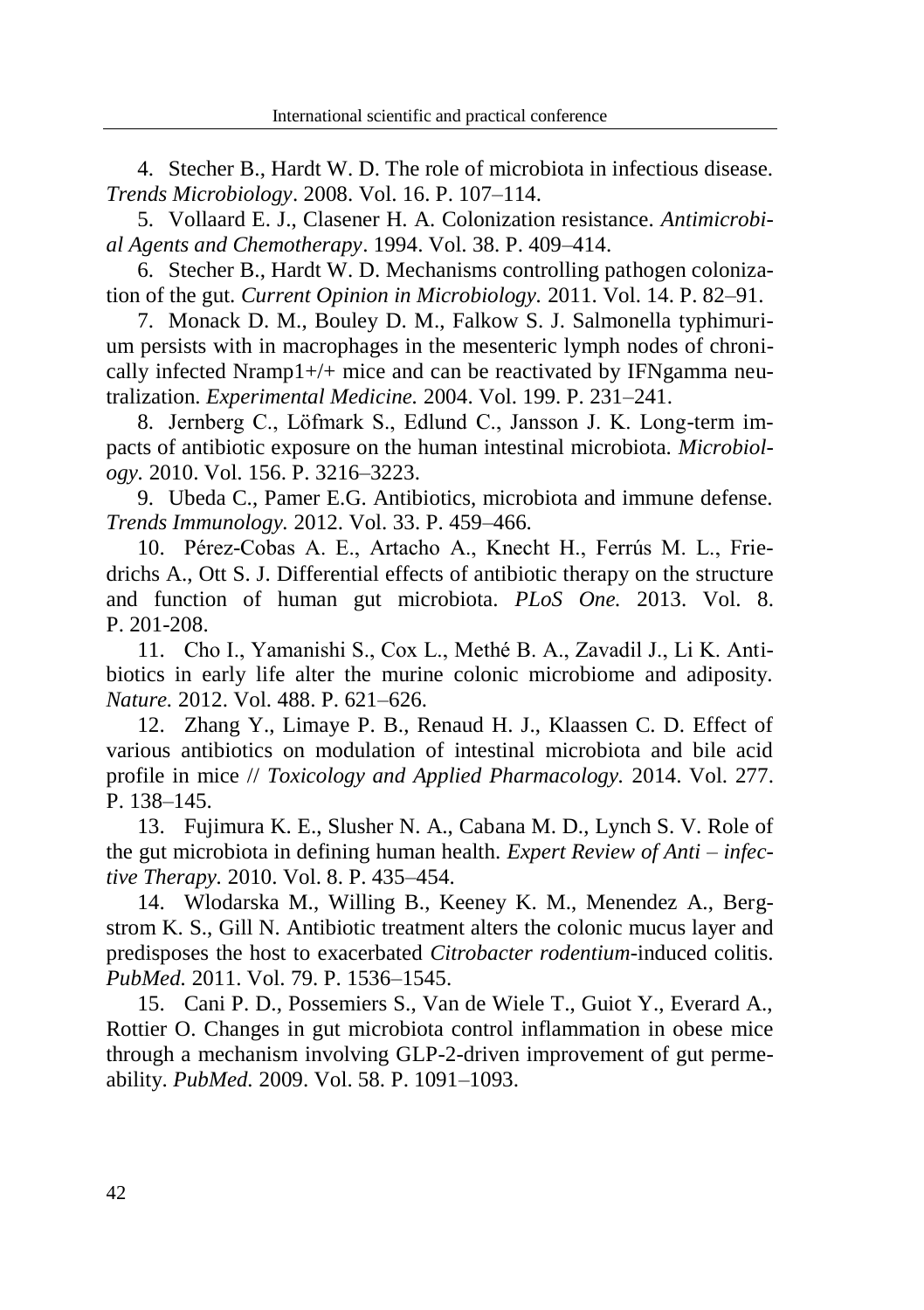4. Stecher B., Hardt W. D. The role of microbiota in infectious disease. *Trends Microbiology*. 2008. Vol. 16. P. 107–114.

5. Vollaard E. J., Clasener H. A. Colonization resistance. *Antimicrobial Agents and Chemotherapy*. 1994. Vol. 38. P. 409–414.

6. Stecher B., Hardt W. D. Mechanisms controlling pathogen colonization of the gut. *Current Opinion in Microbiology.* 2011. Vol. 14. P. 82–91.

7. Monack D. M., Bouley D. M., Falkow S. J. Salmonella typhimurium persists with in macrophages in the mesenteric lymph nodes of chronically infected Nramp1+/+ mice and can be reactivated by IFNgamma neutralization. *Experimental Medicine.* 2004. Vol. 199. P. 231–241.

8. Jernberg C., Löfmark S., Edlund C., Jansson J. K. Long-term impacts of antibiotic exposure on the human intestinal microbiota. *Microbiology.* 2010. Vol. 156. P. 3216–3223.

9. Ubeda C., Pamer E.G. Antibiotics, microbiota and immune defense. *Trends Immunology.* 2012. Vol. 33. P. 459–466.

10. Pérez-Cobas A. E., Artacho A., Knecht H., Ferrús M. L., Friedrichs A., Ott S. J. Differential effects of antibiotic therapy on the structure and function of human gut microbiota. *PLoS One.* 2013. Vol. 8. P. 201-208.

11. Cho I., Yamanishi S., Cox L., Methé B. A., Zavadil J., Li K. Antibiotics in early life alter the murine colonic microbiome and adiposity. *Nature.* 2012. Vol. 488. P. 621–626.

12. Zhang Y., Limaye P. B., Renaud H. J., Klaassen C. D. Effect of various antibiotics on modulation of intestinal microbiota and bile acid profile in mice // *Toxicology and Applied Pharmacology.* 2014. Vol. 277. P. 138–145.

13. Fujimura K. E., Slusher N. A., Cabana M. D., Lynch S. V. Role of the gut microbiota in defining human health. *Expert Review of Anti – infective Therapy.* 2010. Vol. 8. P. 435–454.

14. Wlodarska M., Willing B., Keeney K. M., Menendez A., Bergstrom K. S., Gill N. Antibiotic treatment alters the colonic mucus layer and predisposes the host to exacerbated *Citrobacter rodentium*-induced colitis. *PubMed.* 2011. Vol. 79. P. 1536–1545.

15. Cani P. D., Possemiers S., Van de Wiele T., Guiot Y., Everard A., Rottier O. Changes in gut microbiota control inflammation in obese mice through a mechanism involving GLP-2-driven improvement of gut permeability. *PubMed.* 2009. Vol. 58. P. 1091–1093.